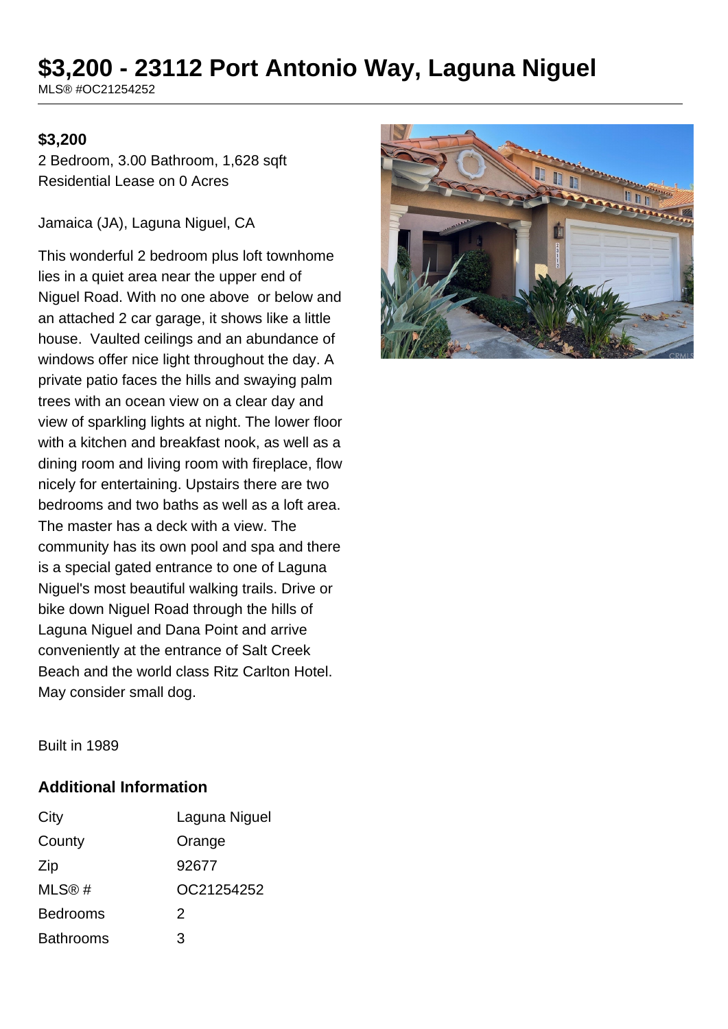# $3,200 - 23112 Port Antonio Way, Laguna Niguel

MLS® #OC21254252

**$3,200**

2 Bedroom, 3.00 Bathroom, 1,628 sqft
Residential Lease on 0 Acres

Jamaica (JA), Laguna Niguel, CA

This wonderful 2 bedroom plus loft townhome lies in a quiet area near the upper end of Niguel Road. With no one above or below and an attached 2 car garage, it shows like a little house. Vaulted ceilings and an abundance of windows offer nice light throughout the day. A private patio faces the hills and swaying palm trees with an ocean view on a clear day and view of sparkling lights at night. The lower floor with a kitchen and breakfast nook, as well as a dining room and living room with fireplace, flow nicely for entertaining. Upstairs there are two bedrooms and two baths as well as a loft area. The master has a deck with a view. The community has its own pool and spa and there is a special gated entrance to one of Laguna Niguel's most beautiful walking trails. Drive or bike down Niguel Road through the hills of Laguna Niguel and Dana Point and arrive conveniently at the entrance of Salt Creek Beach and the world class Ritz Carlton Hotel. May consider small dog.

Built in 1989

## Additional Information

| | |
|---|---|
| City | Laguna Niguel |
| County | Orange |
| Zip | 92677 |
| MLS® # | OC21254252 |
| Bedrooms | 2 |
| Bathrooms | 3 |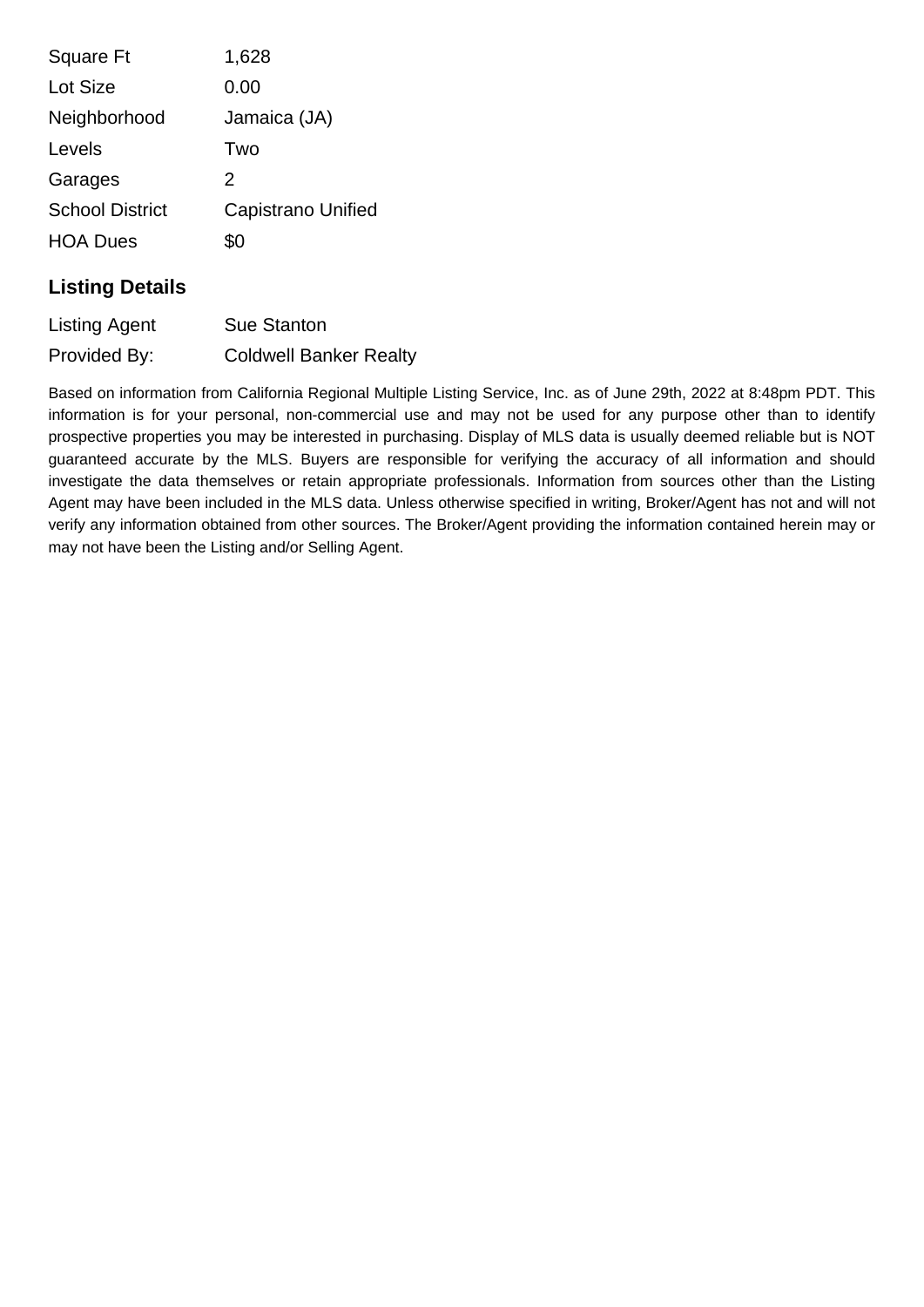| | |
|---|---|
| Square Ft | 1,628 |
| Lot Size | 0.00 |
| Neighborhood | Jamaica (JA) |
| Levels | Two |
| Garages | 2 |
| School District | Capistrano Unified |
| HOA Dues | $0 |

## Listing Details

| | |
|---|---|
| Listing Agent | Sue Stanton |
| Provided By: | Coldwell Banker Realty |

Based on information from California Regional Multiple Listing Service, Inc. as of June 29th, 2022 at 8:48pm PDT. This information is for your personal, non-commercial use and may not be used for any purpose other than to identify prospective properties you may be interested in purchasing. Display of MLS data is usually deemed reliable but is NOT guaranteed accurate by the MLS. Buyers are responsible for verifying the accuracy of all information and should investigate the data themselves or retain appropriate professionals. Information from sources other than the Listing Agent may have been included in the MLS data. Unless otherwise specified in writing, Broker/Agent has not and will not verify any information obtained from other sources. The Broker/Agent providing the information contained herein may or may not have been the Listing and/or Selling Agent.